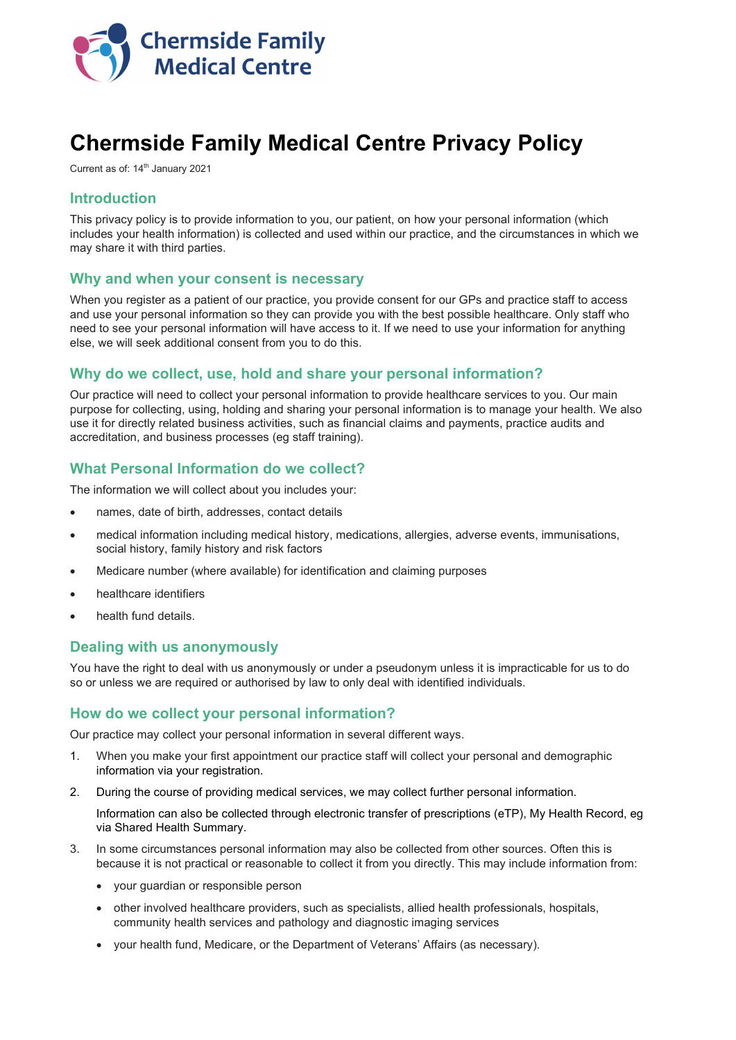Chermside Family Medical Centre

# Chermside Family Medical Centre Privacy Policy

Current as of: 14th January 2021

## Introduction

This privacy policy is to provide information to you, our patient, on how your personal information (which includes your health information) is collected and used within our practice, and the circumstances in which we may share it with third parties.

## Why and when your consent is necessary

When you register as a patient of our practice, you provide consent for our GPs and practice staff to access and use your personal information so they can provide you with the best possible healthcare. Only staff who need to see your personal information will have access to it. If we need to use your information for anything else, we will seek additional consent from you to do this.

## Why do we collect, use, hold and share your personal information?

Our practice will need to collect your personal information to provide healthcare services to you. Our main purpose for collecting, using, holding and sharing your personal information is to manage your health. We also use it for directly related business activities, such as financial claims and payments, practice audits and accreditation, and business processes (eg staff training).

## What Personal Information do we collect?

The information we will collect about you includes your:

- names, date of birth, addresses, contact details
- medical information including medical history, medications, allergies, adverse events, immunisations, social history, family history and risk factors
- Medicare number (where available) for identification and claiming purposes
- healthcare identifiers
- health fund details.

## Dealing with us anonymously

You have the right to deal with us anonymously or under a pseudonym unless it is impracticable for us to do so or unless we are required or authorised by law to only deal with identified individuals.

## How do we collect your personal information?

Our practice may collect your personal information in several different ways.

1. When you make your first appointment our practice staff will collect your personal and demographic information via your registration.
2. During the course of providing medical services, we may collect further personal information.

   Information can also be collected through electronic transfer of prescriptions (eTP), My Health Record, eg via Shared Health Summary.
3. In some circumstances personal information may also be collected from other sources. Often this is because it is not practical or reasonable to collect it from you directly. This may include information from:
   - your guardian or responsible person
   - other involved healthcare providers, such as specialists, allied health professionals, hospitals, community health services and pathology and diagnostic imaging services
   - your health fund, Medicare, or the Department of Veterans' Affairs (as necessary).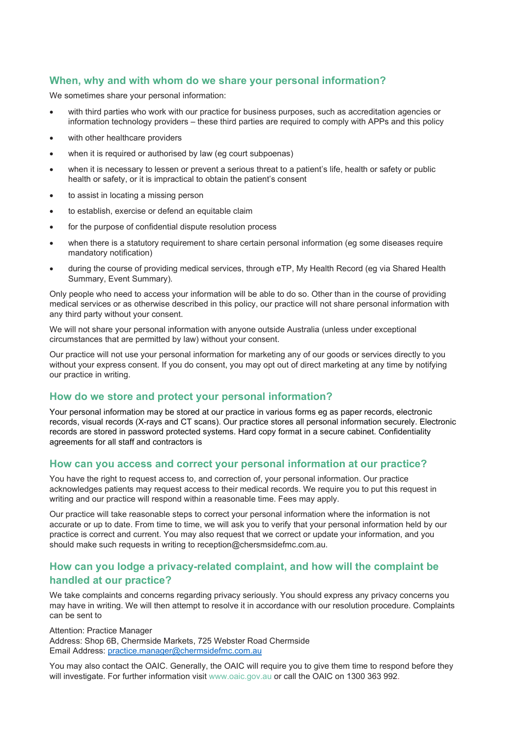## When, why and with whom do we share your personal information?

We sometimes share your personal information:

- with third parties who work with our practice for business purposes, such as accreditation agencies or information technology providers – these third parties are required to comply with APPs and this policy
- with other healthcare providers
- when it is required or authorised by law (eg court subpoenas)
- when it is necessary to lessen or prevent a serious threat to a patient's life, health or safety or public health or safety, or it is impractical to obtain the patient's consent
- to assist in locating a missing person
- to establish, exercise or defend an equitable claim
- for the purpose of confidential dispute resolution process
- when there is a statutory requirement to share certain personal information (eg some diseases require mandatory notification)
- during the course of providing medical services, through eTP, My Health Record (eg via Shared Health Summary, Event Summary).

Only people who need to access your information will be able to do so. Other than in the course of providing medical services or as otherwise described in this policy, our practice will not share personal information with any third party without your consent.

We will not share your personal information with anyone outside Australia (unless under exceptional circumstances that are permitted by law) without your consent.

Our practice will not use your personal information for marketing any of our goods or services directly to you without your express consent. If you do consent, you may opt out of direct marketing at any time by notifying our practice in writing.

## How do we store and protect your personal information?

Your personal information may be stored at our practice in various forms eg as paper records, electronic records, visual records (X-rays and CT scans). Our practice stores all personal information securely. Electronic records are stored in password protected systems. Hard copy format in a secure cabinet. Confidentiality agreements for all staff and contractors is

## How can you access and correct your personal information at our practice?

You have the right to request access to, and correction of, your personal information. Our practice acknowledges patients may request access to their medical records. We require you to put this request in writing and our practice will respond within a reasonable time. Fees may apply.

Our practice will take reasonable steps to correct your personal information where the information is not accurate or up to date. From time to time, we will ask you to verify that your personal information held by our practice is correct and current. You may also request that we correct or update your information, and you should make such requests in writing to reception@chersmsidefmc.com.au.

## How can you lodge a privacy-related complaint, and how will the complaint be handled at our practice?

We take complaints and concerns regarding privacy seriously. You should express any privacy concerns you may have in writing. We will then attempt to resolve it in accordance with our resolution procedure. Complaints can be sent to

Attention: Practice Manager
Address: Shop 6B, Chermside Markets, 725 Webster Road Chermside
Email Address: practice.manager@chermsidefmc.com.au

You may also contact the OAIC. Generally, the OAIC will require you to give them time to respond before they will investigate. For further information visit www.oaic.gov.au or call the OAIC on 1300 363 992.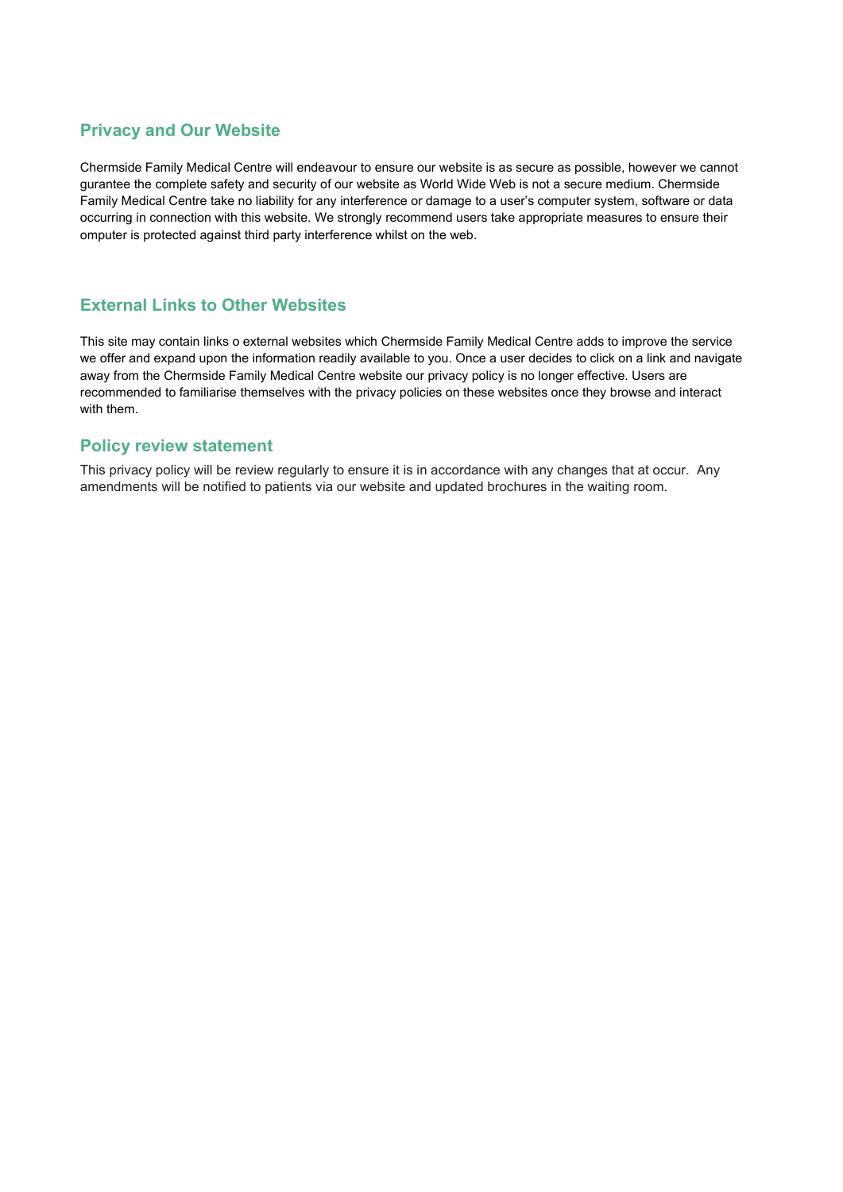## Privacy and Our Website

Chermside Family Medical Centre will endeavour to ensure our website is as secure as possible, however we cannot gurantee the complete safety and security of our website as World Wide Web is not a secure medium. Chermside Family Medical Centre take no liability for any interference or damage to a user's computer system, software or data occurring in connection with this website. We strongly recommend users take appropriate measures to ensure their omputer is protected against third party interference whilst on the web.

## External Links to Other Websites

This site may contain links o external websites which Chermside Family Medical Centre adds to improve the service we offer and expand upon the information readily available to you. Once a user decides to click on a link and navigate away from the Chermside Family Medical Centre website our privacy policy is no longer effective. Users are recommended to familiarise themselves with the privacy policies on these websites once they browse and interact with them.

## Policy review statement

This privacy policy will be review regularly to ensure it is in accordance with any changes that at occur. Any amendments will be notified to patients via our website and updated brochures in the waiting room.